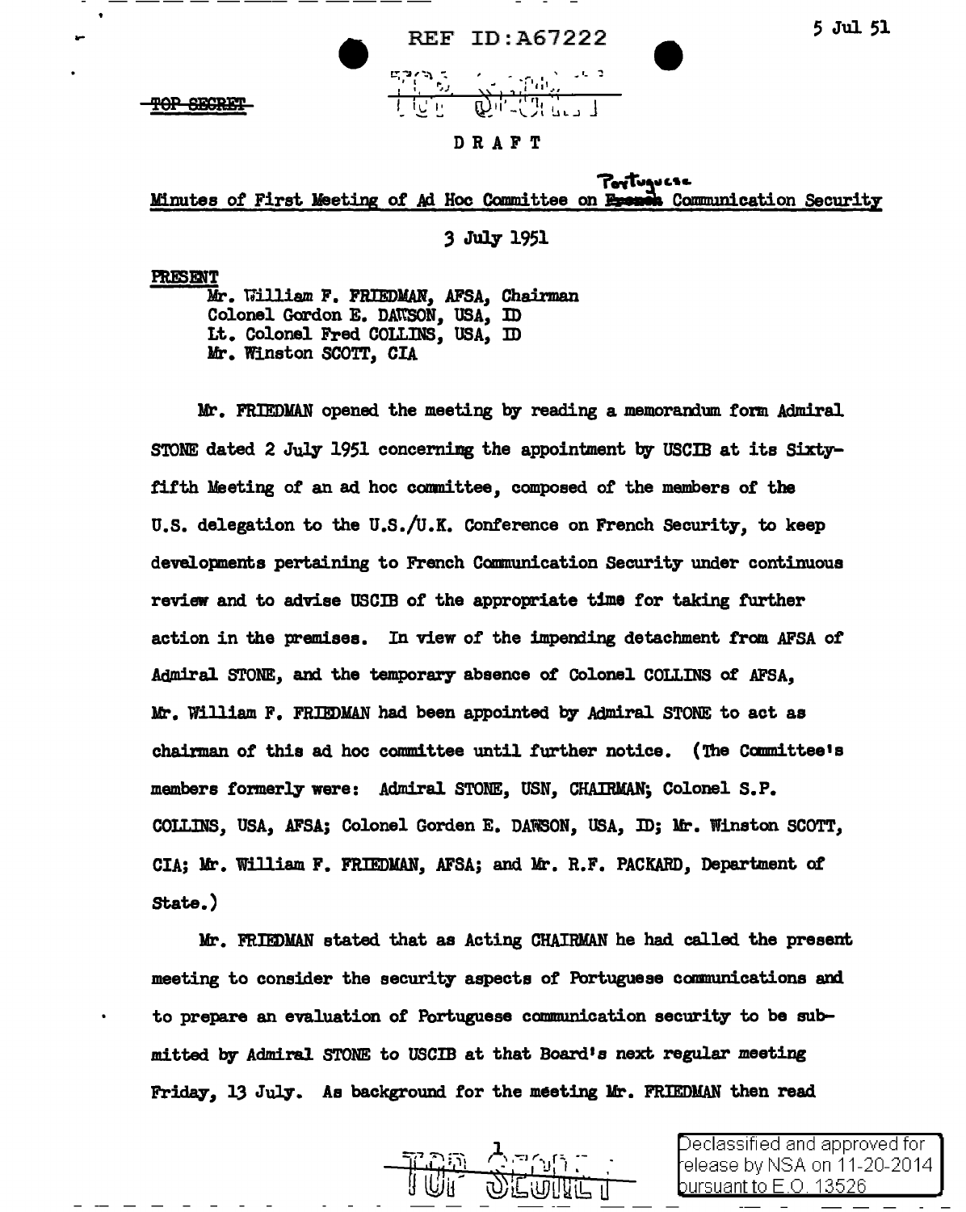REF ID:A67222

5 Jul 51

~~TOP SECRET~~

TOP SECRET

DRAFT

Minutes of First Meeting of Ad Hoc Committee on ~~French~~ Portuguese Communication Security

3 July 1951

PRESENT

Mr. William F. FRIEDMAN, AFSA, Chairman
Colonel Gordon E. DAWSON, USA, ID
Lt. Colonel Fred COLLINS, USA, ID
Mr. Winston SCOTT, CIA

Mr. FRIEDMAN opened the meeting by reading a memorandum form Admiral STONE dated 2 July 1951 concerning the appointment by USCIB at its Sixty-fifth Meeting of an ad hoc committee, composed of the members of the U.S. delegation to the U.S./U.K. Conference on French Security, to keep developments pertaining to French Communication Security under continuous review and to advise USCIB of the appropriate time for taking further action in the premises. In view of the impending detachment from AFSA of Admiral STONE, and the temporary absence of Colonel COLLINS of AFSA, Mr. William F. FRIEDMAN had been appointed by Admiral STONE to act as chairman of this ad hoc committee until further notice. (The Committee's members formerly were: Admiral STONE, USN, CHAIRMAN; Colonel S.P. COLLINS, USA, AFSA; Colonel Gorden E. DAWSON, USA, ID; Mr. Winston SCOTT, CIA; Mr. William F. FRIEDMAN, AFSA; and Mr. R.F. PACKARD, Department of State.)

Mr. FRIEDMAN stated that as Acting CHAIRMAN he had called the present meeting to consider the security aspects of Portuguese communications and to prepare an evaluation of Portuguese communication security to be submitted by Admiral STONE to USCIB at that Board's next regular meeting Friday, 13 July. As background for the meeting Mr. FRIEDMAN then read

TOP SECRET

Declassified and approved for release by NSA on 11-20-2014 pursuant to E.O. 13526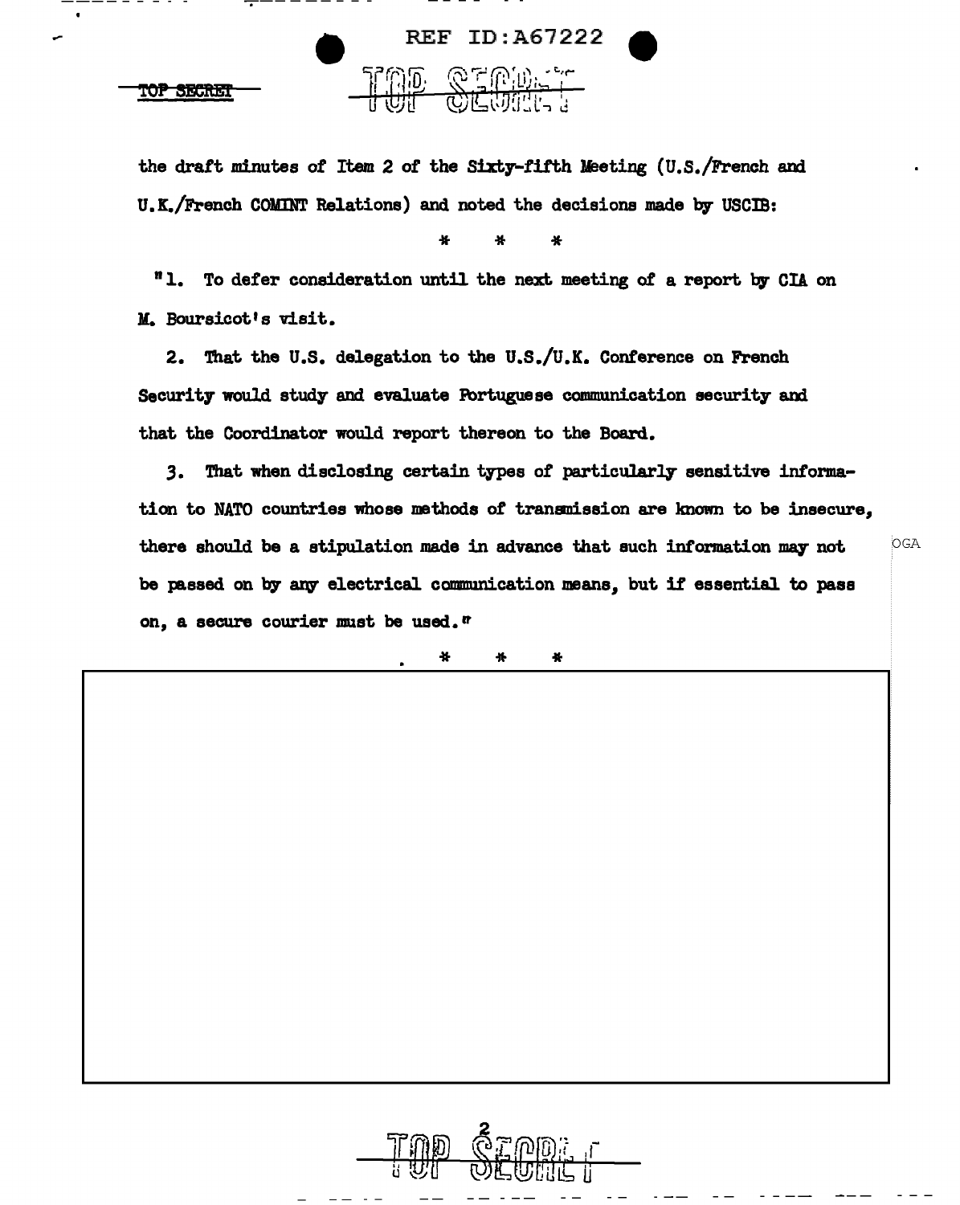the draft minutes of Item 2 of the Sixty-fifth Meeting (U.S./French and U.K./French COMINT Relations) and noted the decisions made by USCIB:

\* \* \*

"1. To defer consideration until the next meeting of a report by CIA on M. Boursicot's visit.

2. That the U.S. delegation to the U.S./U.K. Conference on French Security would study and evaluate Portuguese communication security and that the Coordinator would report thereon to the Board.

3. That when disclosing certain types of particularly sensitive information to NATO countries whose methods of transmission are known to be insecure, there should be a stipulation made in advance that such information may not be passed on by any electrical communication means, but if essential to pass on, a secure courier must be used."

\* \* \*

OGA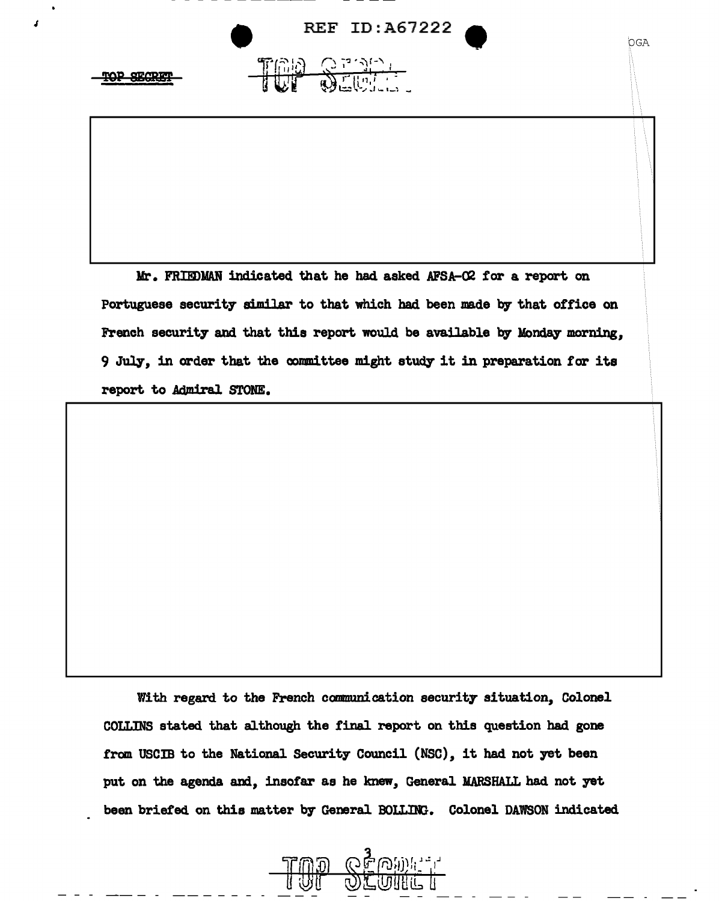Mr. FRIEDMAN indicated that he had asked AFSA-02 for a report on Portuguese security similar to that which had been made by that office on French security and that this report would be available by Monday morning, 9 July, in order that the committee might study it in preparation for its report to Admiral STONE.

With regard to the French communication security situation, Colonel COLLINS stated that although the final report on this question had gone from USCIB to the National Security Council (NSC), it had not yet been put on the agenda and, insofar as he knew, General MARSHALL had not yet been briefed on this matter by General BOLLING. Colonel DAWSON indicated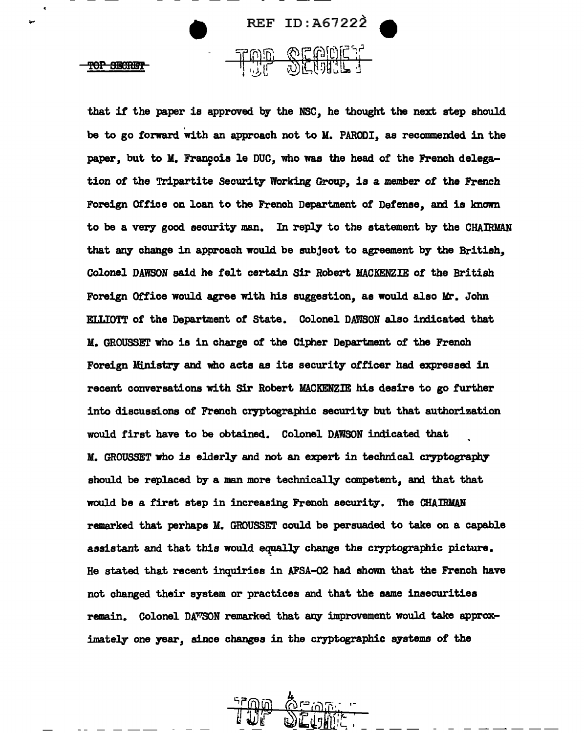that if the paper is approved by the NSC, he thought the next step should be to go forward with an approach not to M. PARODI, as recommended in the paper, but to M. François le DUC, who was the head of the French delegation of the Tripartite Security Working Group, is a member of the French Foreign Office on loan to the French Department of Defense, and is known to be a very good security man. In reply to the statement by the CHAIRMAN that any change in approach would be subject to agreement by the British, Colonel DAWSON said he felt certain Sir Robert MACKENZIE of the British Foreign Office would agree with his suggestion, as would also Mr. John ELLIOTT of the Department of State. Colonel DAWSON also indicated that M. GROUSSET who is in charge of the Cipher Department of the French Foreign Ministry and who acts as its security officer had expressed in recent conversations with Sir Robert MACKENZIE his desire to go further into discussions of French cryptographic security but that authorization would first have to be obtained. Colonel DAWSON indicated that M. GROUSSET who is elderly and not an expert in technical cryptography should be replaced by a man more technically competent, and that that would be a first step in increasing French security. The CHAIRMAN remarked that perhaps M. GROUSSET could be persuaded to take on a capable assistant and that this would equally change the cryptographic picture. He stated that recent inquiries in AFSA-02 had shown that the French have not changed their system or practices and that the same insecurities remain. Colonel DAWSON remarked that any improvement would take approximately one year, since changes in the cryptographic systems of the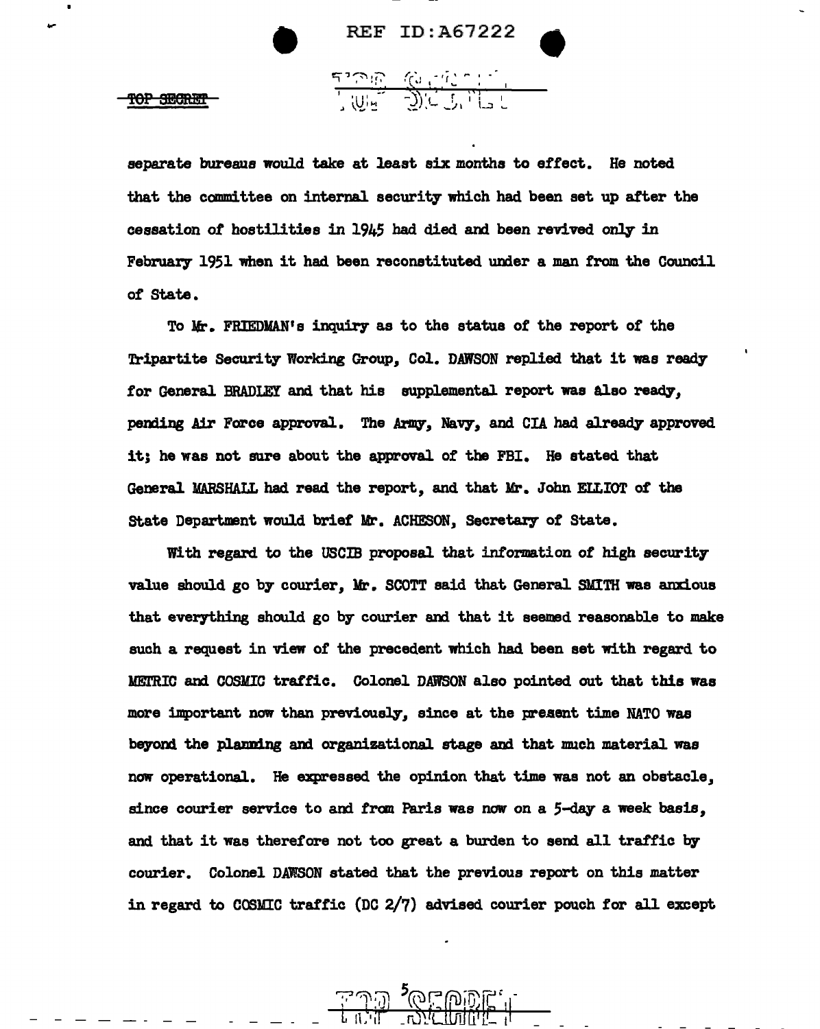separate bureaus would take at least six months to effect. He noted that the committee on internal security which had been set up after the cessation of hostilities in 1945 had died and been revived only in February 1951 when it had been reconstituted under a man from the Council of State.

To Mr. FRIEDMAN's inquiry as to the status of the report of the Tripartite Security Working Group, Col. DAWSON replied that it was ready for General BRADLEY and that his supplemental report was also ready, pending Air Force approval. The Army, Navy, and CIA had already approved it; he was not sure about the approval of the FBI. He stated that General MARSHALL had read the report, and that Mr. John ELLIOT of the State Department would brief Mr. ACHESON, Secretary of State.

With regard to the USCIB proposal that information of high security value should go by courier, Mr. SCOTT said that General SMITH was anxious that everything should go by courier and that it seemed reasonable to make such a request in view of the precedent which had been set with regard to METRIC and COSMIC traffic. Colonel DAWSON also pointed out that this was more important now than previously, since at the present time NATO was beyond the planning and organizational stage and that much material was now operational. He expressed the opinion that time was not an obstacle, since courier service to and from Paris was now on a 5-day a week basis, and that it was therefore not too great a burden to send all traffic by courier. Colonel DAWSON stated that the previous report on this matter in regard to COSMIC traffic (DC 2/7) advised courier pouch for all except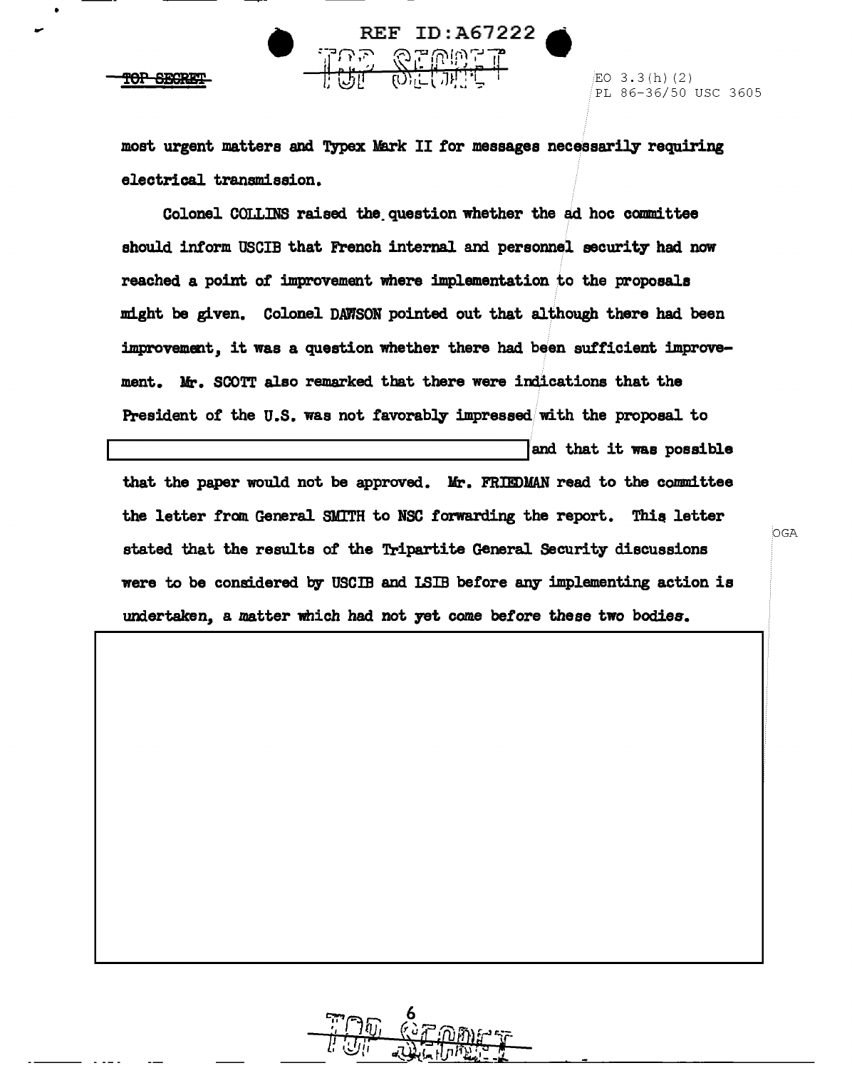most urgent matters and Typex Mark II for messages necessarily requiring electrical transmission.

Colonel COLLINS raised the question whether the ad hoc committee should inform USCIB that French internal and personnel security had now reached a point of improvement where implementation to the proposals might be given. Colonel DAWSON pointed out that although there had been improvement, it was a question whether there had been sufficient improvement. Mr. SCOTT also remarked that there were indications that the President of the U.S. was not favorably impressed with the proposal to [REDACTED] and that it was possible that the paper would not be approved. Mr. FRIEDMAN read to the committee the letter from General SMITH to NSC forwarding the report. This letter stated that the results of the Tripartite General Security discussions were to be considered by USCIB and LSIB before any implementing action is undertaken, a matter which had not yet come before these two bodies.

[REDACTED]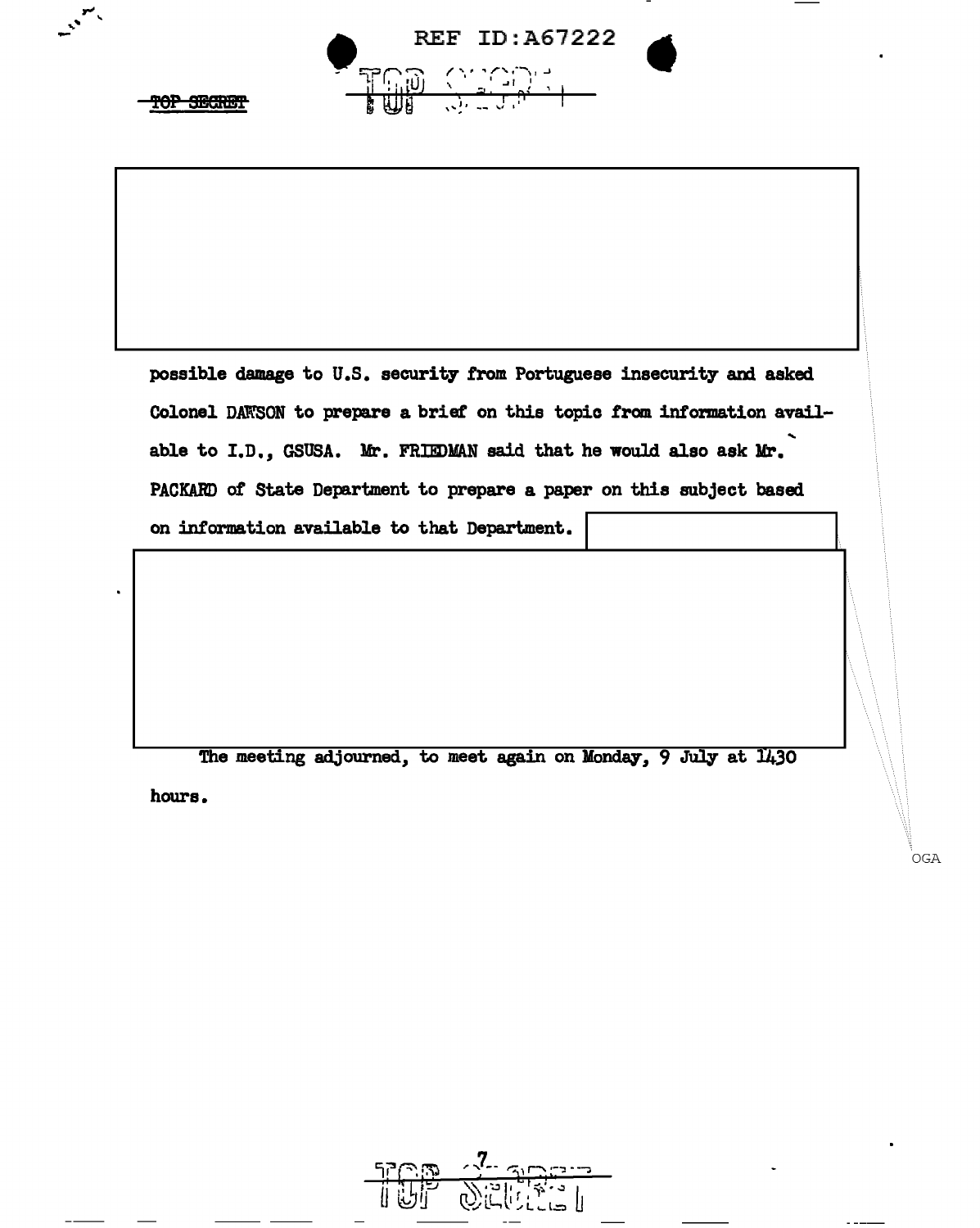possible damage to U.S. security from Portuguese insecurity and asked Colonel DAWSON to prepare a brief on this topic from information available to I.D., GSUSA. Mr. FRIEDMAN said that he would also ask Mr. PACKARD of State Department to prepare a paper on this subject based on information available to that Department.

The meeting adjourned, to meet again on Monday, 9 July at 1430 hours.